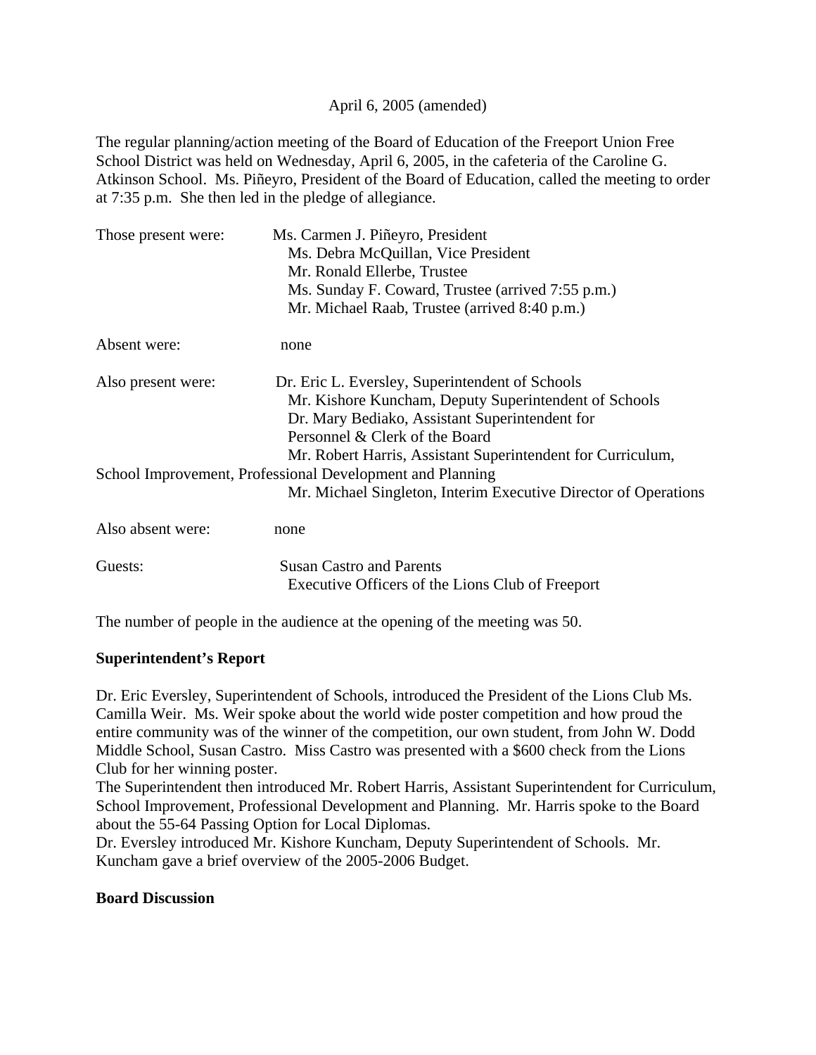April 6, 2005 (amended)

The regular planning/action meeting of the Board of Education of the Freeport Union Free School District was held on Wednesday, April 6, 2005, in the cafeteria of the Caroline G. Atkinson School. Ms. Piñeyro, President of the Board of Education, called the meeting to order at 7:35 p.m. She then led in the pledge of allegiance.

Those present were: Ms. Carmen J. Piñeyro, President
Ms. Debra McQuillan, Vice President
Mr. Ronald Ellerbe, Trustee
Ms. Sunday F. Coward, Trustee (arrived 7:55 p.m.)
Mr. Michael Raab, Trustee (arrived 8:40 p.m.)

Absent were: none

Also present were: Dr. Eric L. Eversley, Superintendent of Schools
Mr. Kishore Kuncham, Deputy Superintendent of Schools
Dr. Mary Bediako, Assistant Superintendent for Personnel & Clerk of the Board
Mr. Robert Harris, Assistant Superintendent for Curriculum, School Improvement, Professional Development and Planning
Mr. Michael Singleton, Interim Executive Director of Operations

Also absent were: none

Guests: Susan Castro and Parents
Executive Officers of the Lions Club of Freeport

The number of people in the audience at the opening of the meeting was 50.

**Superintendent's Report**

Dr. Eric Eversley, Superintendent of Schools, introduced the President of the Lions Club Ms. Camilla Weir. Ms. Weir spoke about the world wide poster competition and how proud the entire community was of the winner of the competition, our own student, from John W. Dodd Middle School, Susan Castro. Miss Castro was presented with a $600 check from the Lions Club for her winning poster.

The Superintendent then introduced Mr. Robert Harris, Assistant Superintendent for Curriculum, School Improvement, Professional Development and Planning. Mr. Harris spoke to the Board about the 55-64 Passing Option for Local Diplomas.

Dr. Eversley introduced Mr. Kishore Kuncham, Deputy Superintendent of Schools. Mr. Kuncham gave a brief overview of the 2005-2006 Budget.

**Board Discussion**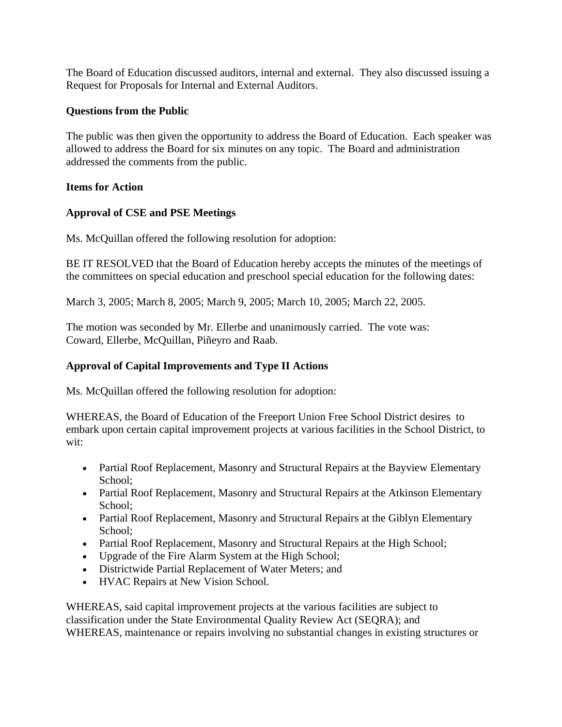The Board of Education discussed auditors, internal and external. They also discussed issuing a Request for Proposals for Internal and External Auditors.

**Questions from the Public**

The public was then given the opportunity to address the Board of Education. Each speaker was allowed to address the Board for six minutes on any topic. The Board and administration addressed the comments from the public.

**Items for Action**

**Approval of CSE and PSE Meetings**

Ms. McQuillan offered the following resolution for adoption:

BE IT RESOLVED that the Board of Education hereby accepts the minutes of the meetings of the committees on special education and preschool special education for the following dates:

March 3, 2005; March 8, 2005; March 9, 2005; March 10, 2005; March 22, 2005.

The motion was seconded by Mr. Ellerbe and unanimously carried. The vote was:
Coward, Ellerbe, McQuillan, Piñeyro and Raab.

**Approval of Capital Improvements and Type II Actions**

Ms. McQuillan offered the following resolution for adoption:

WHEREAS, the Board of Education of the Freeport Union Free School District desires to embark upon certain capital improvement projects at various facilities in the School District, to wit:

- Partial Roof Replacement, Masonry and Structural Repairs at the Bayview Elementary School;
- Partial Roof Replacement, Masonry and Structural Repairs at the Atkinson Elementary School;
- Partial Roof Replacement, Masonry and Structural Repairs at the Giblyn Elementary School;
- Partial Roof Replacement, Masonry and Structural Repairs at the High School;
- Upgrade of the Fire Alarm System at the High School;
- Districtwide Partial Replacement of Water Meters; and
- HVAC Repairs at New Vision School.

WHEREAS, said capital improvement projects at the various facilities are subject to classification under the State Environmental Quality Review Act (SEQRA); and
WHEREAS, maintenance or repairs involving no substantial changes in existing structures or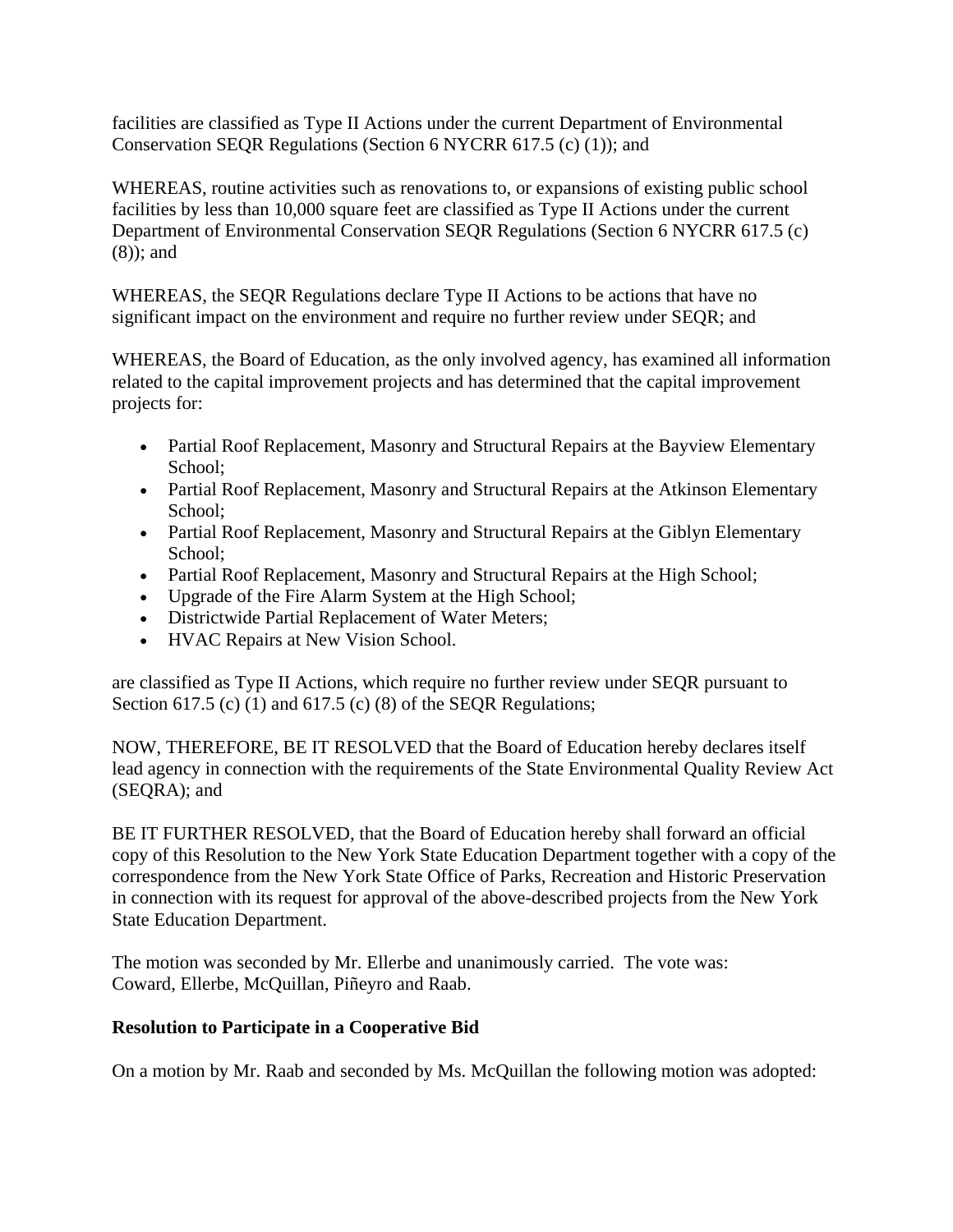facilities are classified as Type II Actions under the current Department of Environmental Conservation SEQR Regulations (Section 6 NYCRR 617.5 (c) (1)); and

WHEREAS, routine activities such as renovations to, or expansions of existing public school facilities by less than 10,000 square feet are classified as Type II Actions under the current Department of Environmental Conservation SEQR Regulations (Section 6 NYCRR 617.5 (c) (8)); and

WHEREAS, the SEQR Regulations declare Type II Actions to be actions that have no significant impact on the environment and require no further review under SEQR; and

WHEREAS, the Board of Education, as the only involved agency, has examined all information related to the capital improvement projects and has determined that the capital improvement projects for:

- Partial Roof Replacement, Masonry and Structural Repairs at the Bayview Elementary School;
- Partial Roof Replacement, Masonry and Structural Repairs at the Atkinson Elementary School;
- Partial Roof Replacement, Masonry and Structural Repairs at the Giblyn Elementary School;
- Partial Roof Replacement, Masonry and Structural Repairs at the High School;
- Upgrade of the Fire Alarm System at the High School;
- Districtwide Partial Replacement of Water Meters;
- HVAC Repairs at New Vision School.

are classified as Type II Actions, which require no further review under SEQR pursuant to Section 617.5 (c) (1) and 617.5 (c) (8) of the SEQR Regulations;

NOW, THEREFORE, BE IT RESOLVED that the Board of Education hereby declares itself lead agency in connection with the requirements of the State Environmental Quality Review Act (SEQRA); and

BE IT FURTHER RESOLVED, that the Board of Education hereby shall forward an official copy of this Resolution to the New York State Education Department together with a copy of the correspondence from the New York State Office of Parks, Recreation and Historic Preservation in connection with its request for approval of the above-described projects from the New York State Education Department.

The motion was seconded by Mr. Ellerbe and unanimously carried. The vote was: Coward, Ellerbe, McQuillan, Piñeyro and Raab.

**Resolution to Participate in a Cooperative Bid**

On a motion by Mr. Raab and seconded by Ms. McQuillan the following motion was adopted: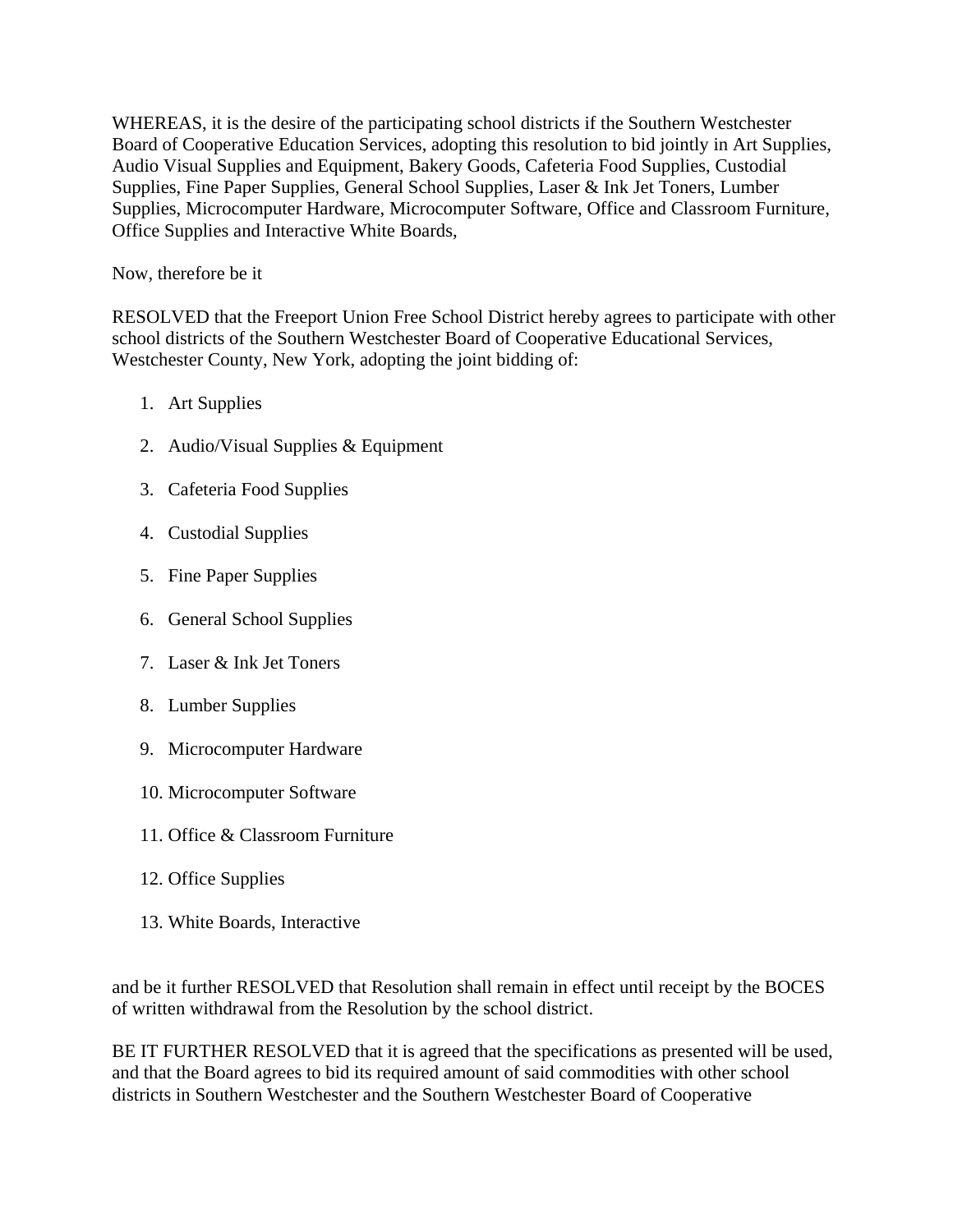WHEREAS, it is the desire of the participating school districts if the Southern Westchester Board of Cooperative Education Services, adopting this resolution to bid jointly in Art Supplies, Audio Visual Supplies and Equipment, Bakery Goods, Cafeteria Food Supplies, Custodial Supplies, Fine Paper Supplies, General School Supplies, Laser & Ink Jet Toners, Lumber Supplies, Microcomputer Hardware, Microcomputer Software, Office and Classroom Furniture, Office Supplies and Interactive White Boards,

Now, therefore be it

RESOLVED that the Freeport Union Free School District hereby agrees to participate with other school districts of the Southern Westchester Board of Cooperative Educational Services, Westchester County, New York, adopting the joint bidding of:

1. Art Supplies
2. Audio/Visual Supplies & Equipment
3. Cafeteria Food Supplies
4. Custodial Supplies
5. Fine Paper Supplies
6. General School Supplies
7. Laser & Ink Jet Toners
8. Lumber Supplies
9. Microcomputer Hardware
10. Microcomputer Software
11. Office & Classroom Furniture
12. Office Supplies
13. White Boards, Interactive

and be it further RESOLVED that Resolution shall remain in effect until receipt by the BOCES of written withdrawal from the Resolution by the school district.

BE IT FURTHER RESOLVED that it is agreed that the specifications as presented will be used, and that the Board agrees to bid its required amount of said commodities with other school districts in Southern Westchester and the Southern Westchester Board of Cooperative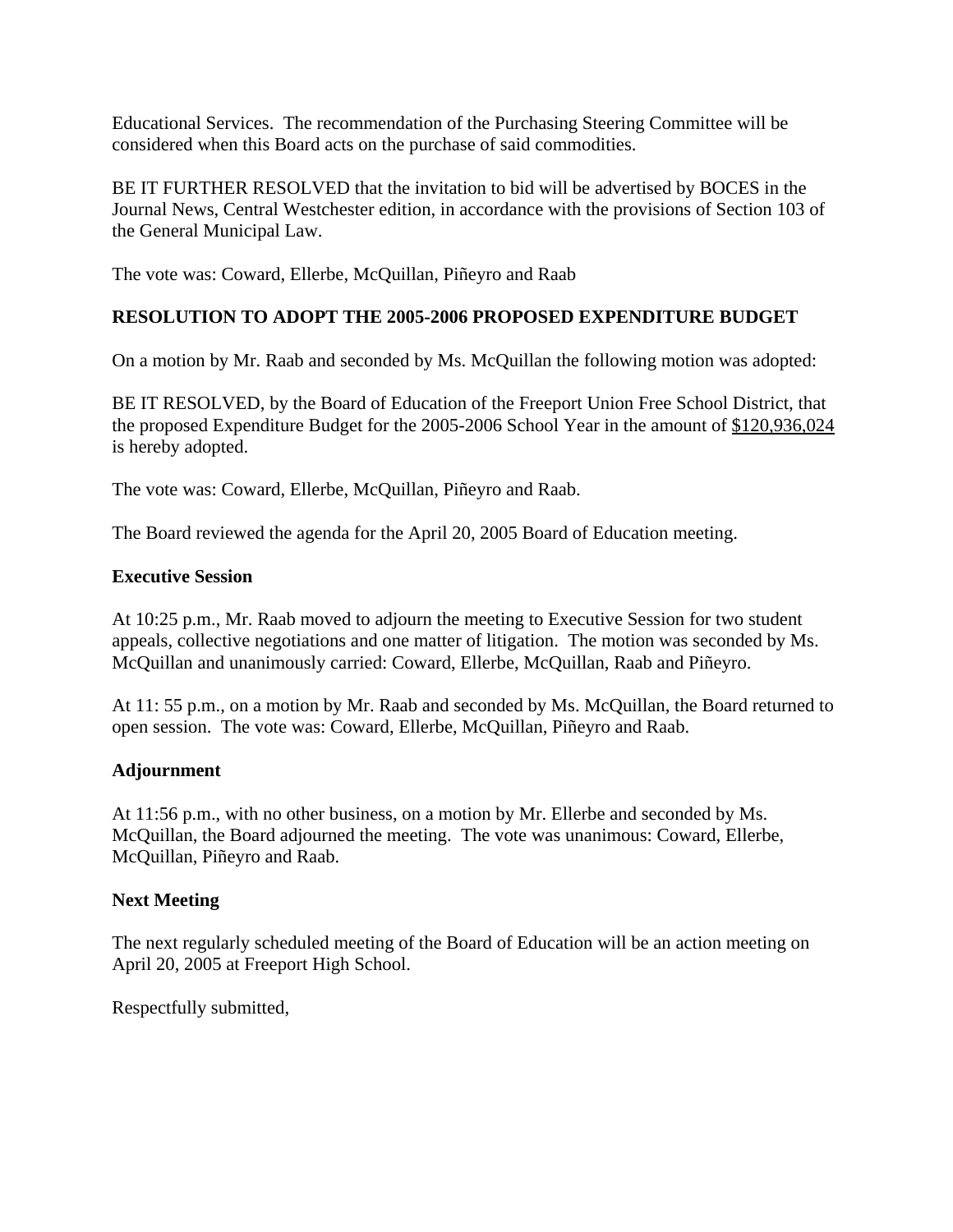Educational Services. The recommendation of the Purchasing Steering Committee will be considered when this Board acts on the purchase of said commodities.

BE IT FURTHER RESOLVED that the invitation to bid will be advertised by BOCES in the Journal News, Central Westchester edition, in accordance with the provisions of Section 103 of the General Municipal Law.

The vote was: Coward, Ellerbe, McQuillan, Piñeyro and Raab

**RESOLUTION TO ADOPT THE 2005-2006 PROPOSED EXPENDITURE BUDGET**

On a motion by Mr. Raab and seconded by Ms. McQuillan the following motion was adopted:

BE IT RESOLVED, by the Board of Education of the Freeport Union Free School District, that the proposed Expenditure Budget for the 2005-2006 School Year in the amount of $120,936,024 is hereby adopted.

The vote was: Coward, Ellerbe, McQuillan, Piñeyro and Raab.

The Board reviewed the agenda for the April 20, 2005 Board of Education meeting.

**Executive Session**

At 10:25 p.m., Mr. Raab moved to adjourn the meeting to Executive Session for two student appeals, collective negotiations and one matter of litigation. The motion was seconded by Ms. McQuillan and unanimously carried: Coward, Ellerbe, McQuillan, Raab and Piñeyro.

At 11: 55 p.m., on a motion by Mr. Raab and seconded by Ms. McQuillan, the Board returned to open session. The vote was: Coward, Ellerbe, McQuillan, Piñeyro and Raab.

**Adjournment**

At 11:56 p.m., with no other business, on a motion by Mr. Ellerbe and seconded by Ms. McQuillan, the Board adjourned the meeting. The vote was unanimous: Coward, Ellerbe, McQuillan, Piñeyro and Raab.

**Next Meeting**

The next regularly scheduled meeting of the Board of Education will be an action meeting on April 20, 2005 at Freeport High School.

Respectfully submitted,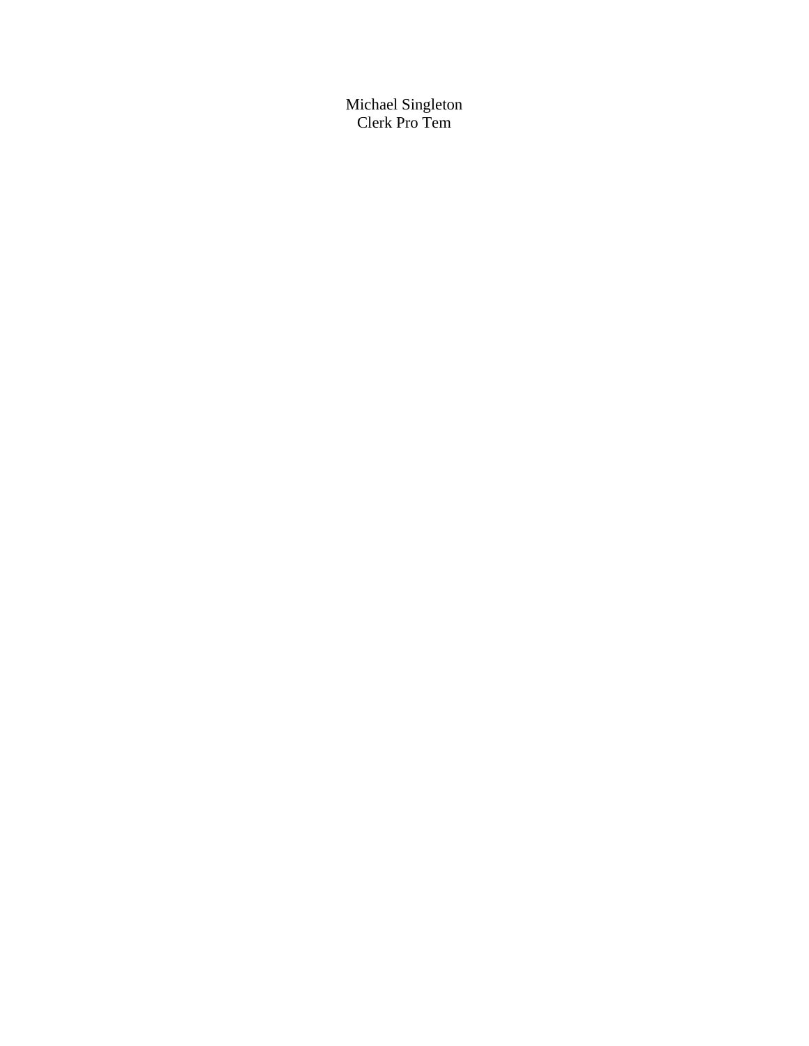Michael Singleton
Clerk Pro Tem